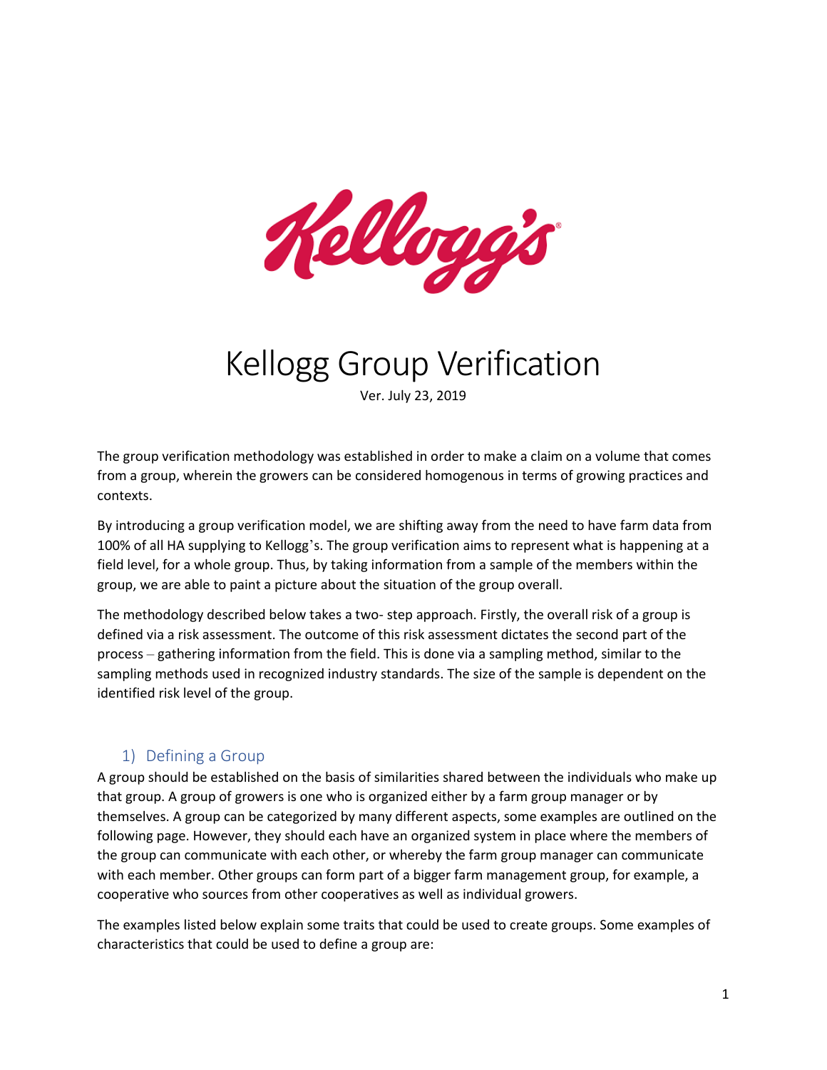# Kellogg Group Verification

Ver. July 23, 2019

The group verification methodology was established in order to make a claim on a volume that comes from a group, wherein the growers can be considered homogenous in terms of growing practices and contexts.

By introducing a group verification model, we are shifting away from the need to have farm data from 100% of all HA supplying to Kellogg's. The group verification aims to represent what is happening at a field level, for a whole group. Thus, by taking information from a sample of the members within the group, we are able to paint a picture about the situation of the group overall.

The methodology described below takes a two- step approach. Firstly, the overall risk of a group is defined via a risk assessment. The outcome of this risk assessment dictates the second part of the process – gathering information from the field. This is done via a sampling method, similar to the sampling methods used in recognized industry standards. The size of the sample is dependent on the identified risk level of the group.

## 1) Defining a Group

A group should be established on the basis of similarities shared between the individuals who make up that group. A group of growers is one who is organized either by a farm group manager or by themselves. A group can be categorized by many different aspects, some examples are outlined on the following page. However, they should each have an organized system in place where the members of the group can communicate with each other, or whereby the farm group manager can communicate with each member. Other groups can form part of a bigger farm management group, for example, a cooperative who sources from other cooperatives as well as individual growers.

The examples listed below explain some traits that could be used to create groups. Some examples of characteristics that could be used to define a group are: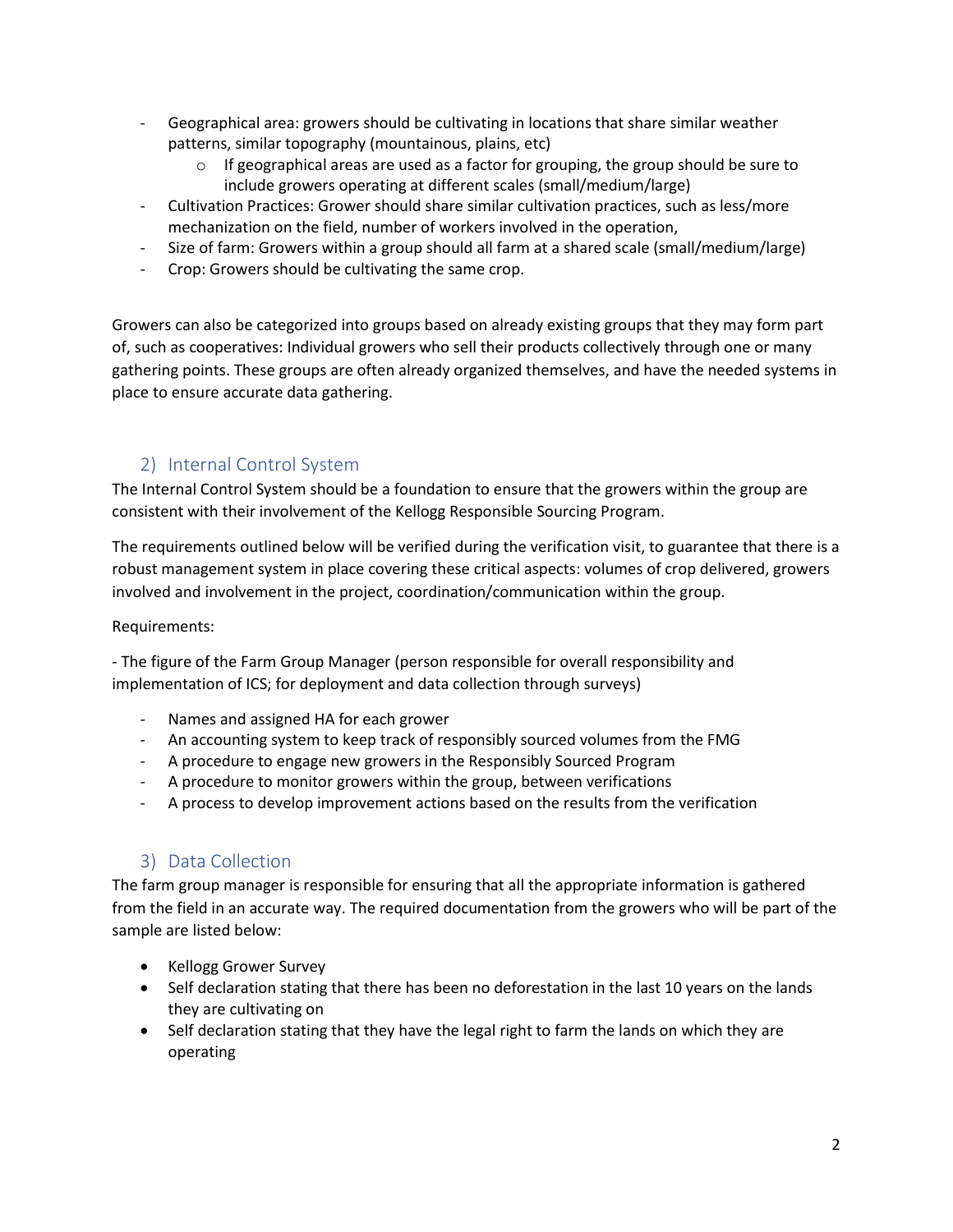- Geographical area: growers should be cultivating in locations that share similar weather patterns, similar topography (mountainous, plains, etc)
  - If geographical areas are used as a factor for grouping, the group should be sure to include growers operating at different scales (small/medium/large)
- Cultivation Practices: Grower should share similar cultivation practices, such as less/more mechanization on the field, number of workers involved in the operation,
- Size of farm: Growers within a group should all farm at a shared scale (small/medium/large)
- Crop: Growers should be cultivating the same crop.

Growers can also be categorized into groups based on already existing groups that they may form part of, such as cooperatives: Individual growers who sell their products collectively through one or many gathering points. These groups are often already organized themselves, and have the needed systems in place to ensure accurate data gathering.

## 2) Internal Control System

The Internal Control System should be a foundation to ensure that the growers within the group are consistent with their involvement of the Kellogg Responsible Sourcing Program.

The requirements outlined below will be verified during the verification visit, to guarantee that there is a robust management system in place covering these critical aspects: volumes of crop delivered, growers involved and involvement in the project, coordination/communication within the group.

Requirements:

- The figure of the Farm Group Manager (person responsible for overall responsibility and implementation of ICS; for deployment and data collection through surveys)

- Names and assigned HA for each grower
- An accounting system to keep track of responsibly sourced volumes from the FMG
- A procedure to engage new growers in the Responsibly Sourced Program
- A procedure to monitor growers within the group, between verifications
- A process to develop improvement actions based on the results from the verification

## 3) Data Collection

The farm group manager is responsible for ensuring that all the appropriate information is gathered from the field in an accurate way. The required documentation from the growers who will be part of the sample are listed below:

- Kellogg Grower Survey
- Self declaration stating that there has been no deforestation in the last 10 years on the lands they are cultivating on
- Self declaration stating that they have the legal right to farm the lands on which they are operating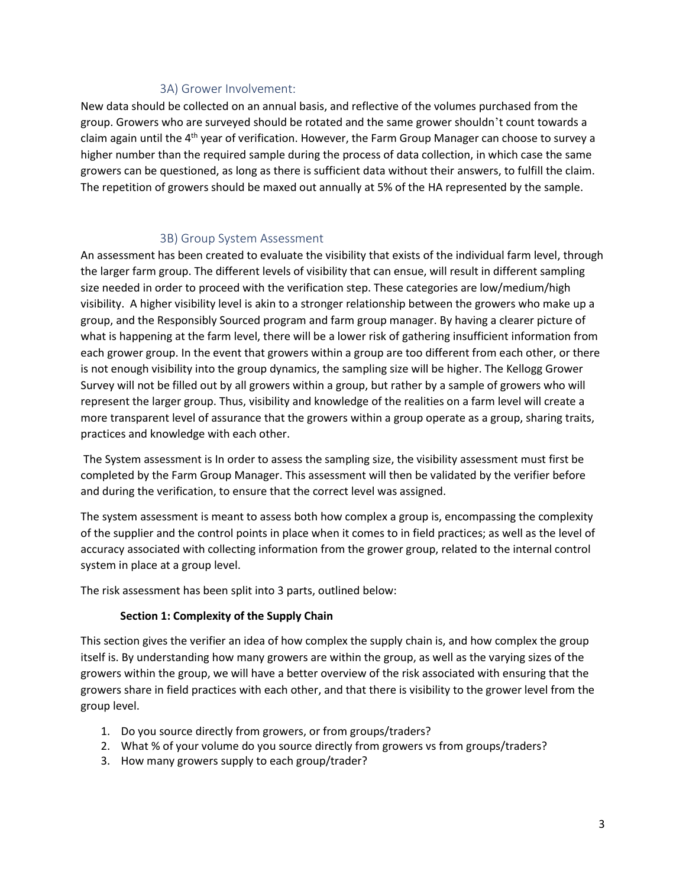### 3A) Grower Involvement:

New data should be collected on an annual basis, and reflective of the volumes purchased from the group. Growers who are surveyed should be rotated and the same grower shouldn't count towards a claim again until the 4th year of verification. However, the Farm Group Manager can choose to survey a higher number than the required sample during the process of data collection, in which case the same growers can be questioned, as long as there is sufficient data without their answers, to fulfill the claim. The repetition of growers should be maxed out annually at 5% of the HA represented by the sample.

### 3B) Group System Assessment

An assessment has been created to evaluate the visibility that exists of the individual farm level, through the larger farm group. The different levels of visibility that can ensue, will result in different sampling size needed in order to proceed with the verification step. These categories are low/medium/high visibility. A higher visibility level is akin to a stronger relationship between the growers who make up a group, and the Responsibly Sourced program and farm group manager. By having a clearer picture of what is happening at the farm level, there will be a lower risk of gathering insufficient information from each grower group. In the event that growers within a group are too different from each other, or there is not enough visibility into the group dynamics, the sampling size will be higher. The Kellogg Grower Survey will not be filled out by all growers within a group, but rather by a sample of growers who will represent the larger group. Thus, visibility and knowledge of the realities on a farm level will create a more transparent level of assurance that the growers within a group operate as a group, sharing traits, practices and knowledge with each other.

The System assessment is In order to assess the sampling size, the visibility assessment must first be completed by the Farm Group Manager. This assessment will then be validated by the verifier before and during the verification, to ensure that the correct level was assigned.

The system assessment is meant to assess both how complex a group is, encompassing the complexity of the supplier and the control points in place when it comes to in field practices; as well as the level of accuracy associated with collecting information from the grower group, related to the internal control system in place at a group level.

The risk assessment has been split into 3 parts, outlined below:

**Section 1: Complexity of the Supply Chain**

This section gives the verifier an idea of how complex the supply chain is, and how complex the group itself is. By understanding how many growers are within the group, as well as the varying sizes of the growers within the group, we will have a better overview of the risk associated with ensuring that the growers share in field practices with each other, and that there is visibility to the grower level from the group level.

1. Do you source directly from growers, or from groups/traders?
2. What % of your volume do you source directly from growers vs from groups/traders?
3. How many growers supply to each group/trader?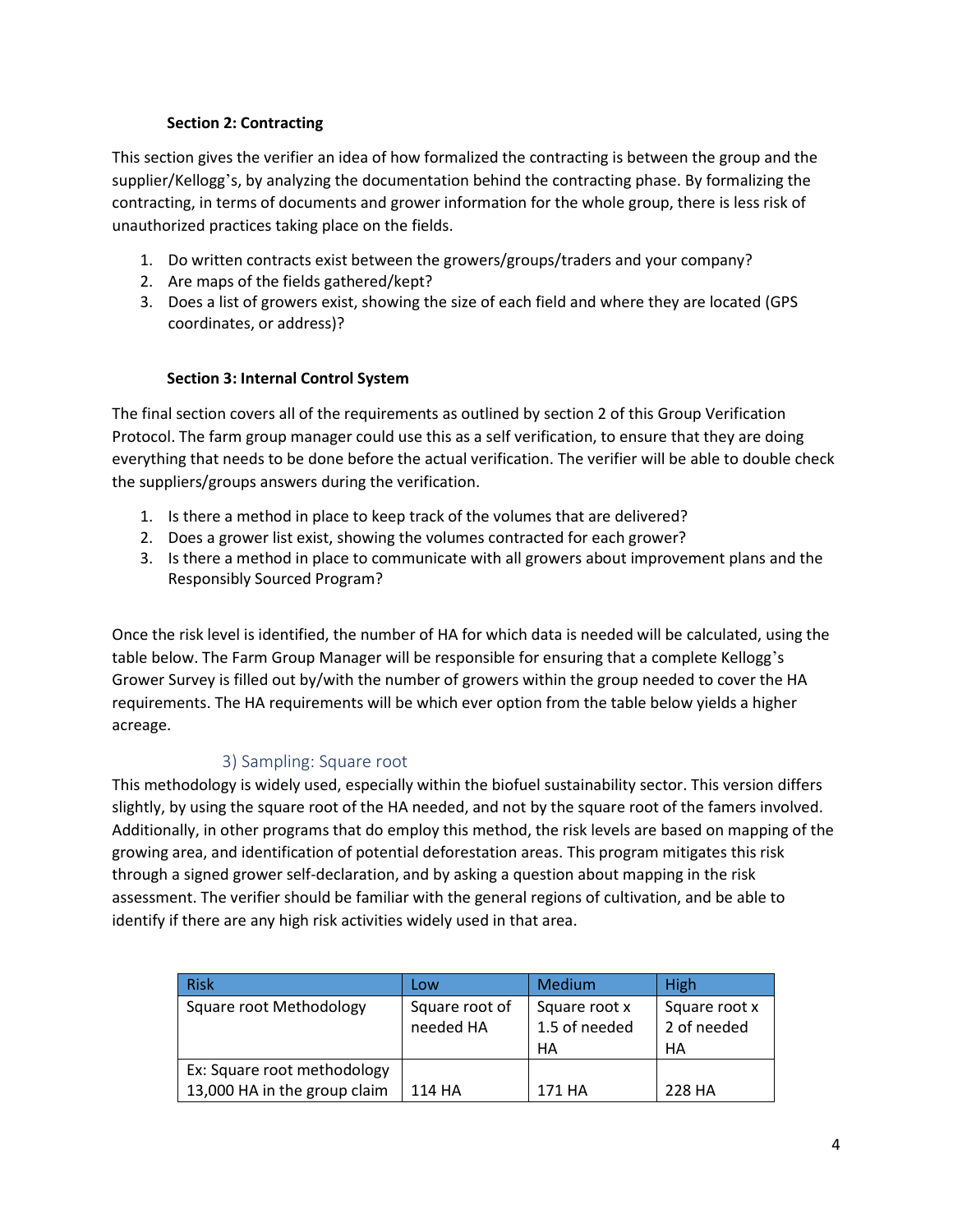### Section 2: Contracting

This section gives the verifier an idea of how formalized the contracting is between the group and the supplier/Kellogg's, by analyzing the documentation behind the contracting phase. By formalizing the contracting, in terms of documents and grower information for the whole group, there is less risk of unauthorized practices taking place on the fields.

1. Do written contracts exist between the growers/groups/traders and your company?
2. Are maps of the fields gathered/kept?
3. Does a list of growers exist, showing the size of each field and where they are located (GPS coordinates, or address)?

### Section 3: Internal Control System

The final section covers all of the requirements as outlined by section 2 of this Group Verification Protocol. The farm group manager could use this as a self verification, to ensure that they are doing everything that needs to be done before the actual verification. The verifier will be able to double check the suppliers/groups answers during the verification.

1. Is there a method in place to keep track of the volumes that are delivered?
2. Does a grower list exist, showing the volumes contracted for each grower?
3. Is there a method in place to communicate with all growers about improvement plans and the Responsibly Sourced Program?

Once the risk level is identified, the number of HA for which data is needed will be calculated, using the table below. The Farm Group Manager will be responsible for ensuring that a complete Kellogg's Grower Survey is filled out by/with the number of growers within the group needed to cover the HA requirements. The HA requirements will be which ever option from the table below yields a higher acreage.

## 3) Sampling: Square root

This methodology is widely used, especially within the biofuel sustainability sector. This version differs slightly, by using the square root of the HA needed, and not by the square root of the famers involved. Additionally, in other programs that do employ this method, the risk levels are based on mapping of the growing area, and identification of potential deforestation areas. This program mitigates this risk through a signed grower self-declaration, and by asking a question about mapping in the risk assessment. The verifier should be familiar with the general regions of cultivation, and be able to identify if there are any high risk activities widely used in that area.

| Risk | Low | Medium | High |
|---|---|---|---|
| Square root Methodology | Square root of needed HA | Square root x 1.5 of needed HA | Square root x 2 of needed HA |
| Ex: Square root methodology 13,000 HA in the group claim | 114 HA | 171 HA | 228 HA |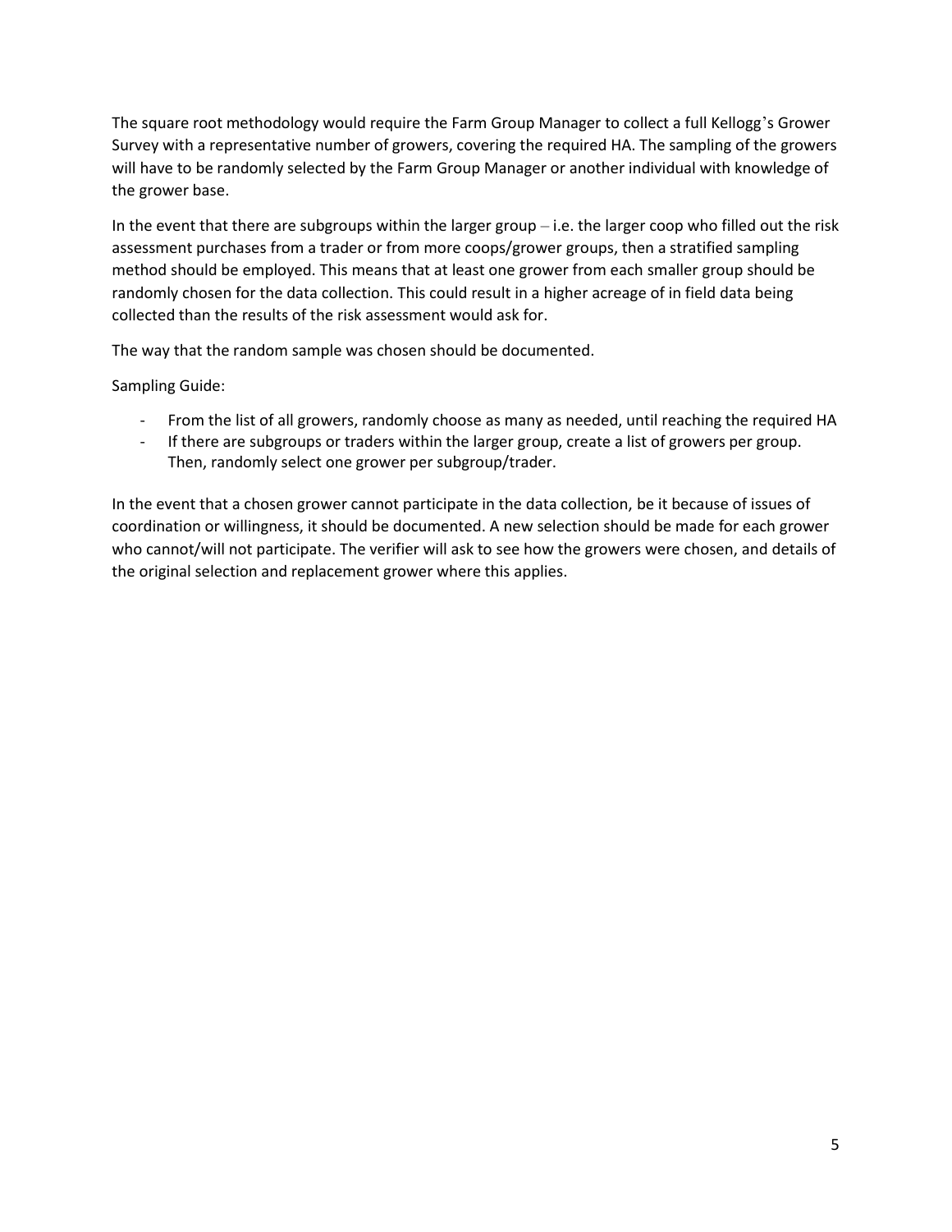The square root methodology would require the Farm Group Manager to collect a full Kellogg's Grower Survey with a representative number of growers, covering the required HA. The sampling of the growers will have to be randomly selected by the Farm Group Manager or another individual with knowledge of the grower base.

In the event that there are subgroups within the larger group – i.e. the larger coop who filled out the risk assessment purchases from a trader or from more coops/grower groups, then a stratified sampling method should be employed. This means that at least one grower from each smaller group should be randomly chosen for the data collection. This could result in a higher acreage of in field data being collected than the results of the risk assessment would ask for.

The way that the random sample was chosen should be documented.

Sampling Guide:

- From the list of all growers, randomly choose as many as needed, until reaching the required HA
- If there are subgroups or traders within the larger group, create a list of growers per group. Then, randomly select one grower per subgroup/trader.

In the event that a chosen grower cannot participate in the data collection, be it because of issues of coordination or willingness, it should be documented. A new selection should be made for each grower who cannot/will not participate. The verifier will ask to see how the growers were chosen, and details of the original selection and replacement grower where this applies.